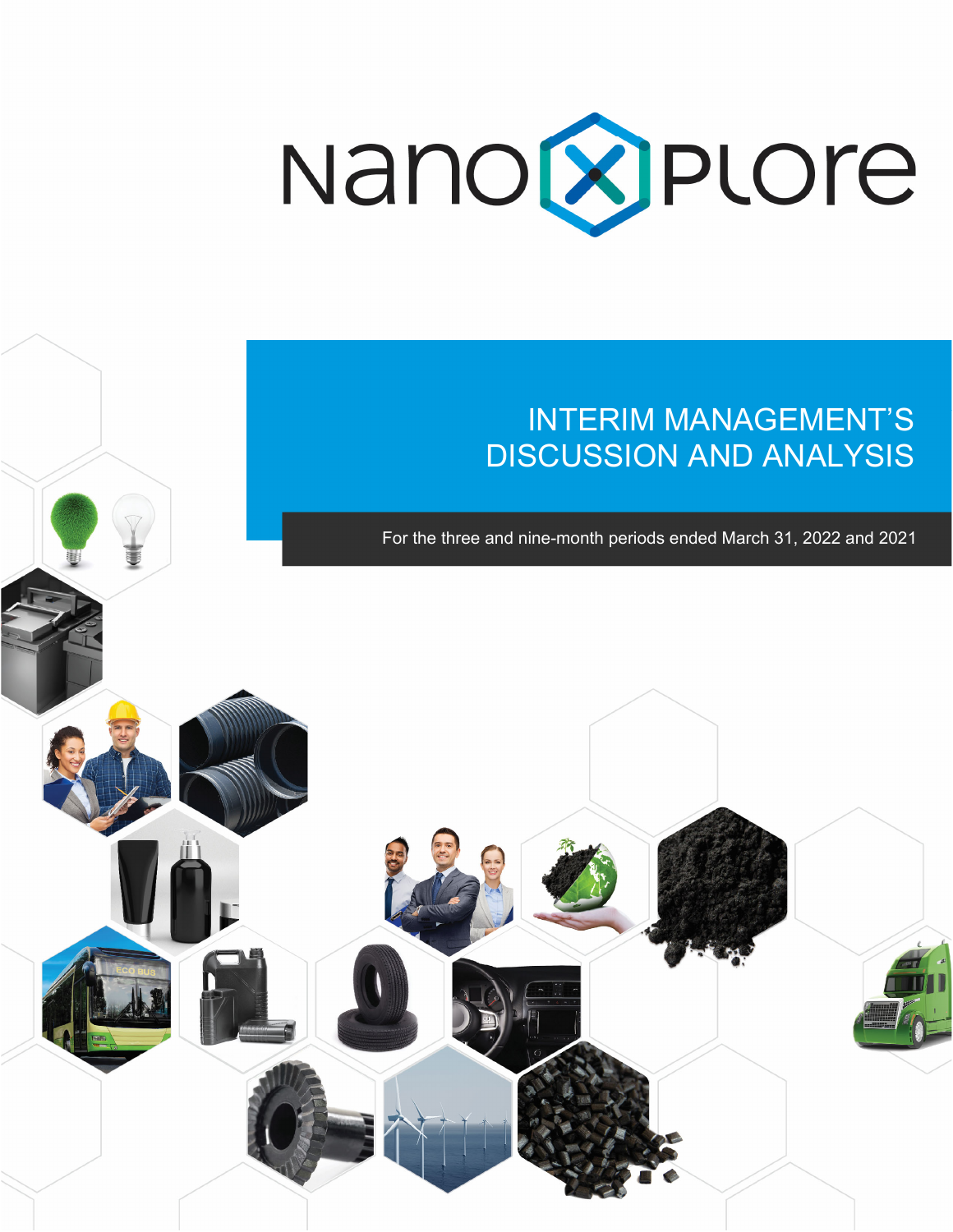# NanoXplore

# INTERIM MANAGEMENT'S DISCUSSION AND ANALYSIS

For the three and nine-month periods ended March 31, 2022 and 2021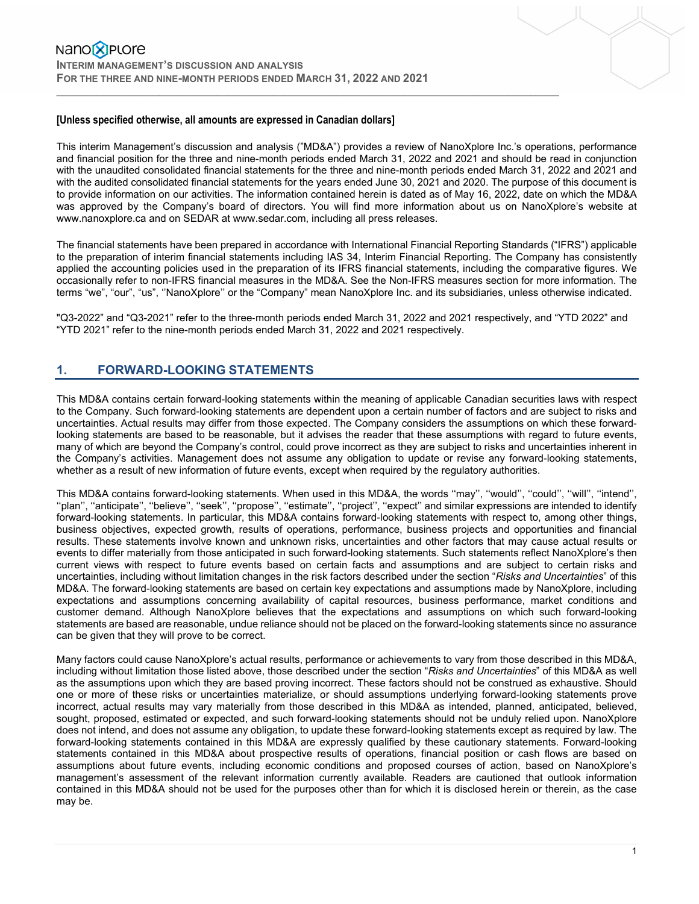**[Unless specified otherwise, all amounts are expressed in Canadian dollars]**

This interim Management's discussion and analysis ("MD&A") provides a review of NanoXplore Inc.'s operations, performance and financial position for the three and nine-month periods ended March 31, 2022 and 2021 and should be read in conjunction with the unaudited consolidated financial statements for the three and nine-month periods ended March 31, 2022 and 2021 and with the audited consolidated financial statements for the years ended June 30, 2021 and 2020. The purpose of this document is to provide information on our activities. The information contained herein is dated as of May 16, 2022, date on which the MD&A was approved by the Company's board of directors. You will find more information about us on NanoXplore's website at www.nanoxplore.ca and on SEDAR at www.sedar.com, including all press releases.

The financial statements have been prepared in accordance with International Financial Reporting Standards ("IFRS") applicable to the preparation of interim financial statements including IAS 34, Interim Financial Reporting. The Company has consistently applied the accounting policies used in the preparation of its IFRS financial statements, including the comparative figures. We occasionally refer to non-IFRS financial measures in the MD&A. See the Non-IFRS measures section for more information. The terms "we", "our", "us", ''NanoXplore'' or the "Company" mean NanoXplore Inc. and its subsidiaries, unless otherwise indicated.

"Q3-2022" and "Q3-2021" refer to the three-month periods ended March 31, 2022 and 2021 respectively, and "YTD 2022" and "YTD 2021" refer to the nine-month periods ended March 31, 2022 and 2021 respectively.

## 1. FORWARD-LOOKING STATEMENTS

This MD&A contains certain forward-looking statements within the meaning of applicable Canadian securities laws with respect to the Company. Such forward-looking statements are dependent upon a certain number of factors and are subject to risks and uncertainties. Actual results may differ from those expected. The Company considers the assumptions on which these forward-looking statements are based to be reasonable, but it advises the reader that these assumptions with regard to future events, many of which are beyond the Company's control, could prove incorrect as they are subject to risks and uncertainties inherent in the Company's activities. Management does not assume any obligation to update or revise any forward-looking statements, whether as a result of new information of future events, except when required by the regulatory authorities.

This MD&A contains forward-looking statements. When used in this MD&A, the words ''may'', ''would'', ''could'', ''will'', ''intend'', ''plan'', ''anticipate'', ''believe'', ''seek'', ''propose'', ''estimate'', ''project'', ''expect'' and similar expressions are intended to identify forward-looking statements. In particular, this MD&A contains forward-looking statements with respect to, among other things, business objectives, expected growth, results of operations, performance, business projects and opportunities and financial results. These statements involve known and unknown risks, uncertainties and other factors that may cause actual results or events to differ materially from those anticipated in such forward-looking statements. Such statements reflect NanoXplore's then current views with respect to future events based on certain facts and assumptions and are subject to certain risks and uncertainties, including without limitation changes in the risk factors described under the section "*Risks and Uncertainties*" of this MD&A. The forward-looking statements are based on certain key expectations and assumptions made by NanoXplore, including expectations and assumptions concerning availability of capital resources, business performance, market conditions and customer demand. Although NanoXplore believes that the expectations and assumptions on which such forward-looking statements are based are reasonable, undue reliance should not be placed on the forward-looking statements since no assurance can be given that they will prove to be correct.

Many factors could cause NanoXplore's actual results, performance or achievements to vary from those described in this MD&A, including without limitation those listed above, those described under the section "*Risks and Uncertainties*" of this MD&A as well as the assumptions upon which they are based proving incorrect. These factors should not be construed as exhaustive. Should one or more of these risks or uncertainties materialize, or should assumptions underlying forward-looking statements prove incorrect, actual results may vary materially from those described in this MD&A as intended, planned, anticipated, believed, sought, proposed, estimated or expected, and such forward-looking statements should not be unduly relied upon. NanoXplore does not intend, and does not assume any obligation, to update these forward-looking statements except as required by law. The forward-looking statements contained in this MD&A are expressly qualified by these cautionary statements. Forward-looking statements contained in this MD&A about prospective results of operations, financial position or cash flows are based on assumptions about future events, including economic conditions and proposed courses of action, based on NanoXplore's management's assessment of the relevant information currently available. Readers are cautioned that outlook information contained in this MD&A should not be used for the purposes other than for which it is disclosed herein or therein, as the case may be.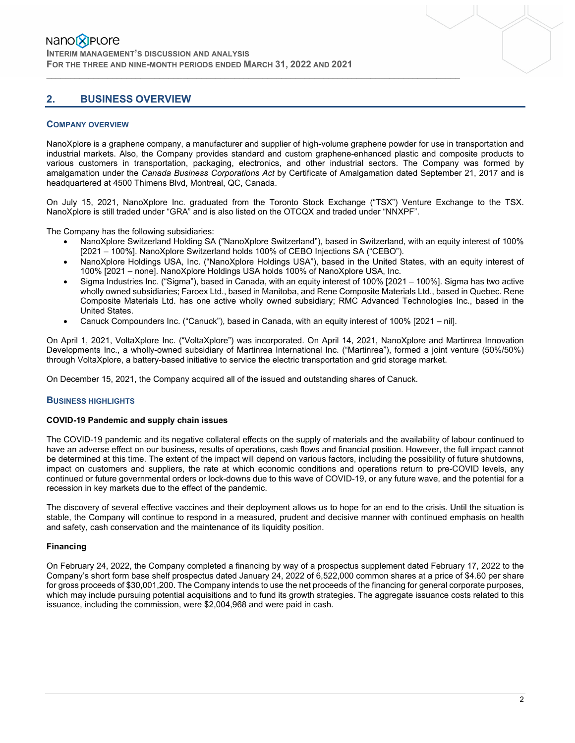## 2. BUSINESS OVERVIEW

### COMPANY OVERVIEW

NanoXplore is a graphene company, a manufacturer and supplier of high-volume graphene powder for use in transportation and industrial markets. Also, the Company provides standard and custom graphene-enhanced plastic and composite products to various customers in transportation, packaging, electronics, and other industrial sectors. The Company was formed by amalgamation under the *Canada Business Corporations Act* by Certificate of Amalgamation dated September 21, 2017 and is headquartered at 4500 Thimens Blvd, Montreal, QC, Canada.

On July 15, 2021, NanoXplore Inc. graduated from the Toronto Stock Exchange ("TSX") Venture Exchange to the TSX. NanoXplore is still traded under "GRA" and is also listed on the OTCQX and traded under "NNXPF".

The Company has the following subsidiaries:

- NanoXplore Switzerland Holding SA ("NanoXplore Switzerland"), based in Switzerland, with an equity interest of 100% [2021 – 100%]. NanoXplore Switzerland holds 100% of CEBO Injections SA ("CEBO").
- NanoXplore Holdings USA, Inc. ("NanoXplore Holdings USA"), based in the United States, with an equity interest of 100% [2021 – none]. NanoXplore Holdings USA holds 100% of NanoXplore USA, Inc.
- Sigma Industries Inc. ("Sigma"), based in Canada, with an equity interest of 100% [2021 – 100%]. Sigma has two active wholly owned subsidiaries; Faroex Ltd., based in Manitoba, and Rene Composite Materials Ltd., based in Quebec. Rene Composite Materials Ltd. has one active wholly owned subsidiary; RMC Advanced Technologies Inc., based in the United States.
- Canuck Compounders Inc. ("Canuck"), based in Canada, with an equity interest of 100% [2021 – nil].

On April 1, 2021, VoltaXplore Inc. ("VoltaXplore") was incorporated. On April 14, 2021, NanoXplore and Martinrea Innovation Developments Inc., a wholly-owned subsidiary of Martinrea International Inc. ("Martinrea"), formed a joint venture (50%/50%) through VoltaXplore, a battery-based initiative to service the electric transportation and grid storage market.

On December 15, 2021, the Company acquired all of the issued and outstanding shares of Canuck.

### BUSINESS HIGHLIGHTS

**COVID-19 Pandemic and supply chain issues**

The COVID-19 pandemic and its negative collateral effects on the supply of materials and the availability of labour continued to have an adverse effect on our business, results of operations, cash flows and financial position. However, the full impact cannot be determined at this time. The extent of the impact will depend on various factors, including the possibility of future shutdowns, impact on customers and suppliers, the rate at which economic conditions and operations return to pre-COVID levels, any continued or future governmental orders or lock-downs due to this wave of COVID-19, or any future wave, and the potential for a recession in key markets due to the effect of the pandemic.

The discovery of several effective vaccines and their deployment allows us to hope for an end to the crisis. Until the situation is stable, the Company will continue to respond in a measured, prudent and decisive manner with continued emphasis on health and safety, cash conservation and the maintenance of its liquidity position.

**Financing**

On February 24, 2022, the Company completed a financing by way of a prospectus supplement dated February 17, 2022 to the Company's short form base shelf prospectus dated January 24, 2022 of 6,522,000 common shares at a price of $4.60 per share for gross proceeds of $30,001,200. The Company intends to use the net proceeds of the financing for general corporate purposes, which may include pursuing potential acquisitions and to fund its growth strategies. The aggregate issuance costs related to this issuance, including the commission, were $2,004,968 and were paid in cash.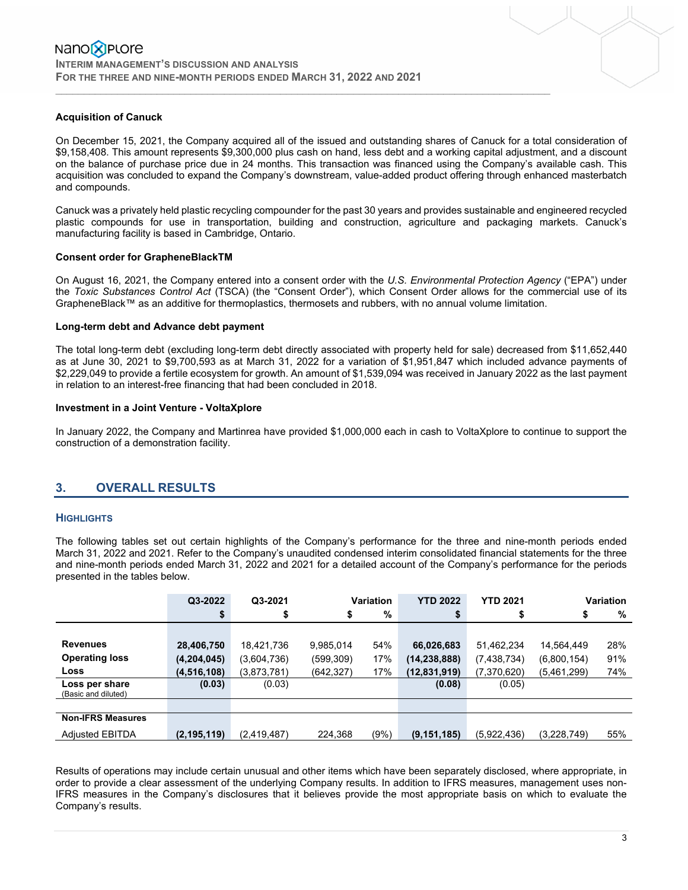**Acquisition of Canuck**

On December 15, 2021, the Company acquired all of the issued and outstanding shares of Canuck for a total consideration of $9,158,408. This amount represents $9,300,000 plus cash on hand, less debt and a working capital adjustment, and a discount on the balance of purchase price due in 24 months. This transaction was financed using the Company's available cash. This acquisition was concluded to expand the Company's downstream, value-added product offering through enhanced masterbatch and compounds.

Canuck was a privately held plastic recycling compounder for the past 30 years and provides sustainable and engineered recycled plastic compounds for use in transportation, building and construction, agriculture and packaging markets. Canuck's manufacturing facility is based in Cambridge, Ontario.

**Consent order for GrapheneBlackTM**

On August 16, 2021, the Company entered into a consent order with the *U.S. Environmental Protection Agency* ("EPA") under the *Toxic Substances Control Act* (TSCA) (the "Consent Order"), which Consent Order allows for the commercial use of its GrapheneBlack™ as an additive for thermoplastics, thermosets and rubbers, with no annual volume limitation.

**Long-term debt and Advance debt payment**

The total long-term debt (excluding long-term debt directly associated with property held for sale) decreased from $11,652,440 as at June 30, 2021 to $9,700,593 as at March 31, 2022 for a variation of $1,951,847 which included advance payments of $2,229,049 to provide a fertile ecosystem for growth. An amount of $1,539,094 was received in January 2022 as the last payment in relation to an interest-free financing that had been concluded in 2018.

**Investment in a Joint Venture - VoltaXplore**

In January 2022, the Company and Martinrea have provided $1,000,000 each in cash to VoltaXplore to continue to support the construction of a demonstration facility.

## 3. OVERALL RESULTS

### HIGHLIGHTS

The following tables set out certain highlights of the Company's performance for the three and nine-month periods ended March 31, 2022 and 2021. Refer to the Company's unaudited condensed interim consolidated financial statements for the three and nine-month periods ended March 31, 2022 and 2021 for a detailed account of the Company's performance for the periods presented in the tables below.

| | Q3-2022 | Q3-2021 | Variation | | YTD 2022 | YTD 2021 | Variation | |
|---|---|---|---|---|---|---|---|---|
| | $ | $ | $ | % | $ | $ | $ | % |
| **Revenues** | **28,406,750** | 18,421,736 | 9,985,014 | 54% | **66,026,683** | 51,462,234 | 14,564,449 | 28% |
| **Operating loss** | **(4,204,045)** | (3,604,736) | (599,309) | 17% | **(14,238,888)** | (7,438,734) | (6,800,154) | 91% |
| **Loss** | **(4,516,108)** | (3,873,781) | (642,327) | 17% | **(12,831,919)** | (7,370,620) | (5,461,299) | 74% |
| **Loss per share** (Basic and diluted) | **(0.03)** | (0.03) | | | **(0.08)** | (0.05) | | |
| **Non-IFRS Measures** | | | | | | | | |
| Adjusted EBITDA | **(2,195,119)** | (2,419,487) | 224,368 | (9%) | **(9,151,185)** | (5,922,436) | (3,228,749) | 55% |

Results of operations may include certain unusual and other items which have been separately disclosed, where appropriate, in order to provide a clear assessment of the underlying Company results. In addition to IFRS measures, management uses non-IFRS measures in the Company's disclosures that it believes provide the most appropriate basis on which to evaluate the Company's results.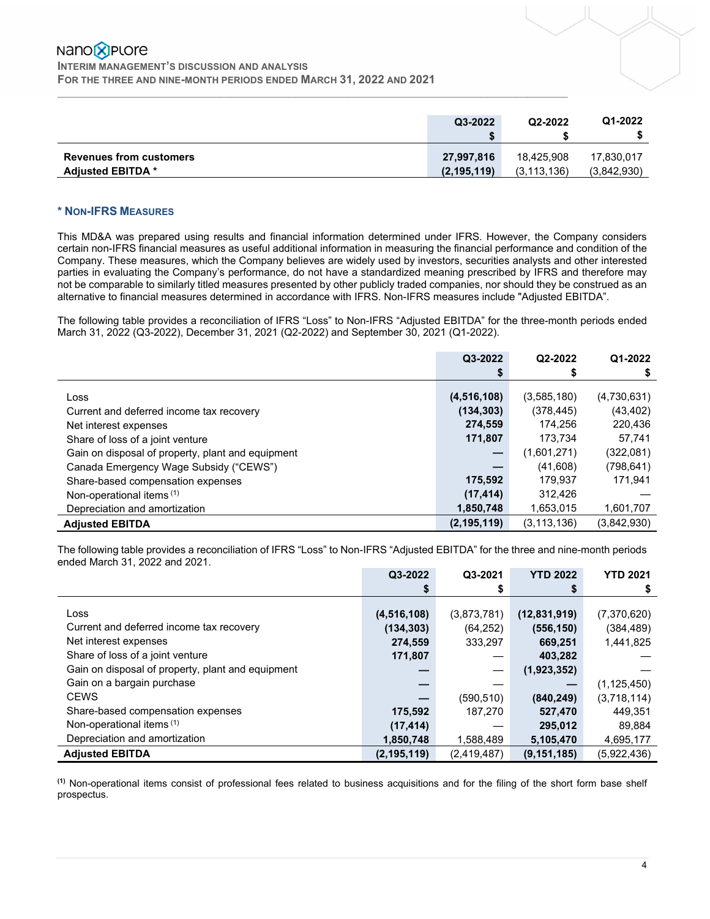| | Q3-2022 $ | Q2-2022 $ | Q1-2022 $ |
|---|---|---|---|
| **Revenues from customers** | **27,997,816** | 18,425,908 | 17,830,017 |
| **Adjusted EBITDA \*** | **(2,195,119)** | (3,113,136) | (3,842,930) |

### * Non-IFRS Measures

This MD&A was prepared using results and financial information determined under IFRS. However, the Company considers certain non-IFRS financial measures as useful additional information in measuring the financial performance and condition of the Company. These measures, which the Company believes are widely used by investors, securities analysts and other interested parties in evaluating the Company's performance, do not have a standardized meaning prescribed by IFRS and therefore may not be comparable to similarly titled measures presented by other publicly traded companies, nor should they be construed as an alternative to financial measures determined in accordance with IFRS. Non-IFRS measures include "Adjusted EBITDA".

The following table provides a reconciliation of IFRS "Loss" to Non-IFRS "Adjusted EBITDA" for the three-month periods ended March 31, 2022 (Q3-2022), December 31, 2021 (Q2-2022) and September 30, 2021 (Q1-2022).

| | Q3-2022 $ | Q2-2022 $ | Q1-2022 $ |
|---|---|---|---|
| Loss | **(4,516,108)** | (3,585,180) | (4,730,631) |
| Current and deferred income tax recovery | **(134,303)** | (378,445) | (43,402) |
| Net interest expenses | **274,559** | 174,256 | 220,436 |
| Share of loss of a joint venture | **171,807** | 173,734 | 57,741 |
| Gain on disposal of property, plant and equipment | **—** | (1,601,271) | (322,081) |
| Canada Emergency Wage Subsidy ("CEWS") | **—** | (41,608) | (798,641) |
| Share-based compensation expenses | **175,592** | 179,937 | 171,941 |
| Non-operational items [(1)] | **(17,414)** | 312,426 | — |
| Depreciation and amortization | **1,850,748** | 1,653,015 | 1,601,707 |
| **Adjusted EBITDA** | **(2,195,119)** | (3,113,136) | (3,842,930) |

The following table provides a reconciliation of IFRS "Loss" to Non-IFRS "Adjusted EBITDA" for the three and nine-month periods ended March 31, 2022 and 2021.

| | Q3-2022 $ | Q3-2021 $ | YTD 2022 $ | YTD 2021 $ |
|---|---|---|---|---|
| Loss | **(4,516,108)** | (3,873,781) | **(12,831,919)** | (7,370,620) |
| Current and deferred income tax recovery | **(134,303)** | (64,252) | **(556,150)** | (384,489) |
| Net interest expenses | **274,559** | 333,297 | **669,251** | 1,441,825 |
| Share of loss of a joint venture | **171,807** | — | **403,282** | — |
| Gain on disposal of property, plant and equipment | **—** | — | **(1,923,352)** | — |
| Gain on a bargain purchase | **—** | — | **—** | (1,125,450) |
| CEWS | **—** | (590,510) | **(840,249)** | (3,718,114) |
| Share-based compensation expenses | **175,592** | 187,270 | **527,470** | 449,351 |
| Non-operational items [(1)] | **(17,414)** | — | **295,012** | 89,884 |
| Depreciation and amortization | **1,850,748** | 1,588,489 | **5,105,470** | 4,695,177 |
| **Adjusted EBITDA** | **(2,195,119)** | (2,419,487) | **(9,151,185)** | (5,922,436) |

[(1)] Non-operational items consist of professional fees related to business acquisitions and for the filing of the short form base shelf prospectus.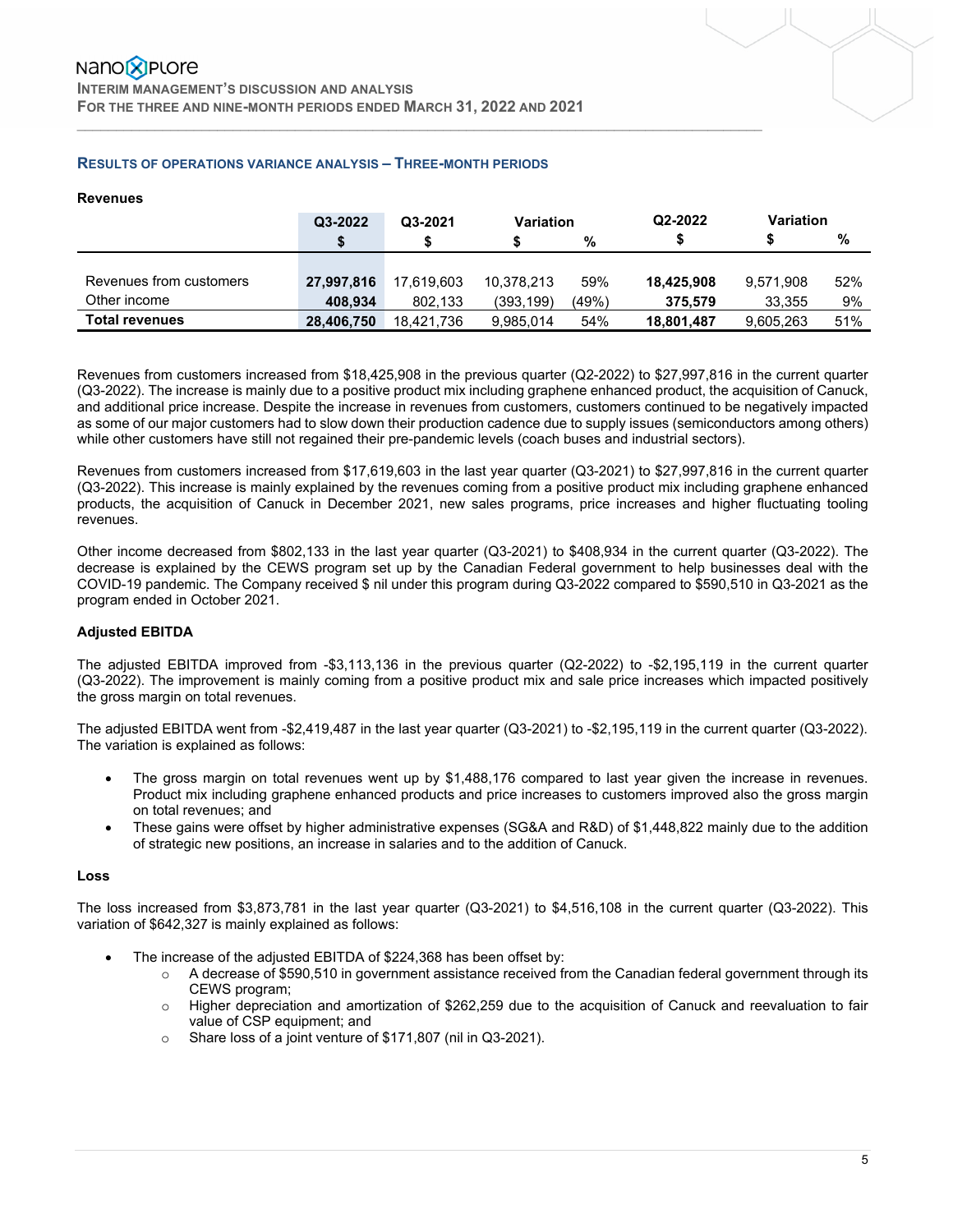## RESULTS OF OPERATIONS VARIANCE ANALYSIS – THREE-MONTH PERIODS

**Revenues**

| | Q3-2022 | Q3-2021 | Variation | | Q2-2022 | Variation | |
|---|---|---|---|---|---|---|---|
| | $ | $ | $ | % | $ | $ | % |
| Revenues from customers | **27,997,816** | 17,619,603 | 10,378,213 | 59% | **18,425,908** | 9,571,908 | 52% |
| Other income | **408,934** | 802,133 | (393,199) | (49%) | **375,579** | 33,355 | 9% |
| **Total revenues** | **28,406,750** | 18,421,736 | 9,985,014 | 54% | **18,801,487** | 9,605,263 | 51% |

Revenues from customers increased from $18,425,908 in the previous quarter (Q2-2022) to $27,997,816 in the current quarter (Q3-2022). The increase is mainly due to a positive product mix including graphene enhanced product, the acquisition of Canuck, and additional price increase. Despite the increase in revenues from customers, customers continued to be negatively impacted as some of our major customers had to slow down their production cadence due to supply issues (semiconductors among others) while other customers have still not regained their pre-pandemic levels (coach buses and industrial sectors).

Revenues from customers increased from $17,619,603 in the last year quarter (Q3-2021) to $27,997,816 in the current quarter (Q3-2022). This increase is mainly explained by the revenues coming from a positive product mix including graphene enhanced products, the acquisition of Canuck in December 2021, new sales programs, price increases and higher fluctuating tooling revenues.

Other income decreased from $802,133 in the last year quarter (Q3-2021) to $408,934 in the current quarter (Q3-2022). The decrease is explained by the CEWS program set up by the Canadian Federal government to help businesses deal with the COVID-19 pandemic. The Company received $ nil under this program during Q3-2022 compared to $590,510 in Q3-2021 as the program ended in October 2021.

**Adjusted EBITDA**

The adjusted EBITDA improved from -$3,113,136 in the previous quarter (Q2-2022) to -$2,195,119 in the current quarter (Q3-2022). The improvement is mainly coming from a positive product mix and sale price increases which impacted positively the gross margin on total revenues.

The adjusted EBITDA went from -$2,419,487 in the last year quarter (Q3-2021) to -$2,195,119 in the current quarter (Q3-2022). The variation is explained as follows:

- The gross margin on total revenues went up by $1,488,176 compared to last year given the increase in revenues. Product mix including graphene enhanced products and price increases to customers improved also the gross margin on total revenues; and
- These gains were offset by higher administrative expenses (SG&A and R&D) of $1,448,822 mainly due to the addition of strategic new positions, an increase in salaries and to the addition of Canuck.

**Loss**

The loss increased from $3,873,781 in the last year quarter (Q3-2021) to $4,516,108 in the current quarter (Q3-2022). This variation of $642,327 is mainly explained as follows:

- The increase of the adjusted EBITDA of $224,368 has been offset by:
  - A decrease of $590,510 in government assistance received from the Canadian federal government through its CEWS program;
  - Higher depreciation and amortization of $262,259 due to the acquisition of Canuck and reevaluation to fair value of CSP equipment; and
  - Share loss of a joint venture of $171,807 (nil in Q3-2021).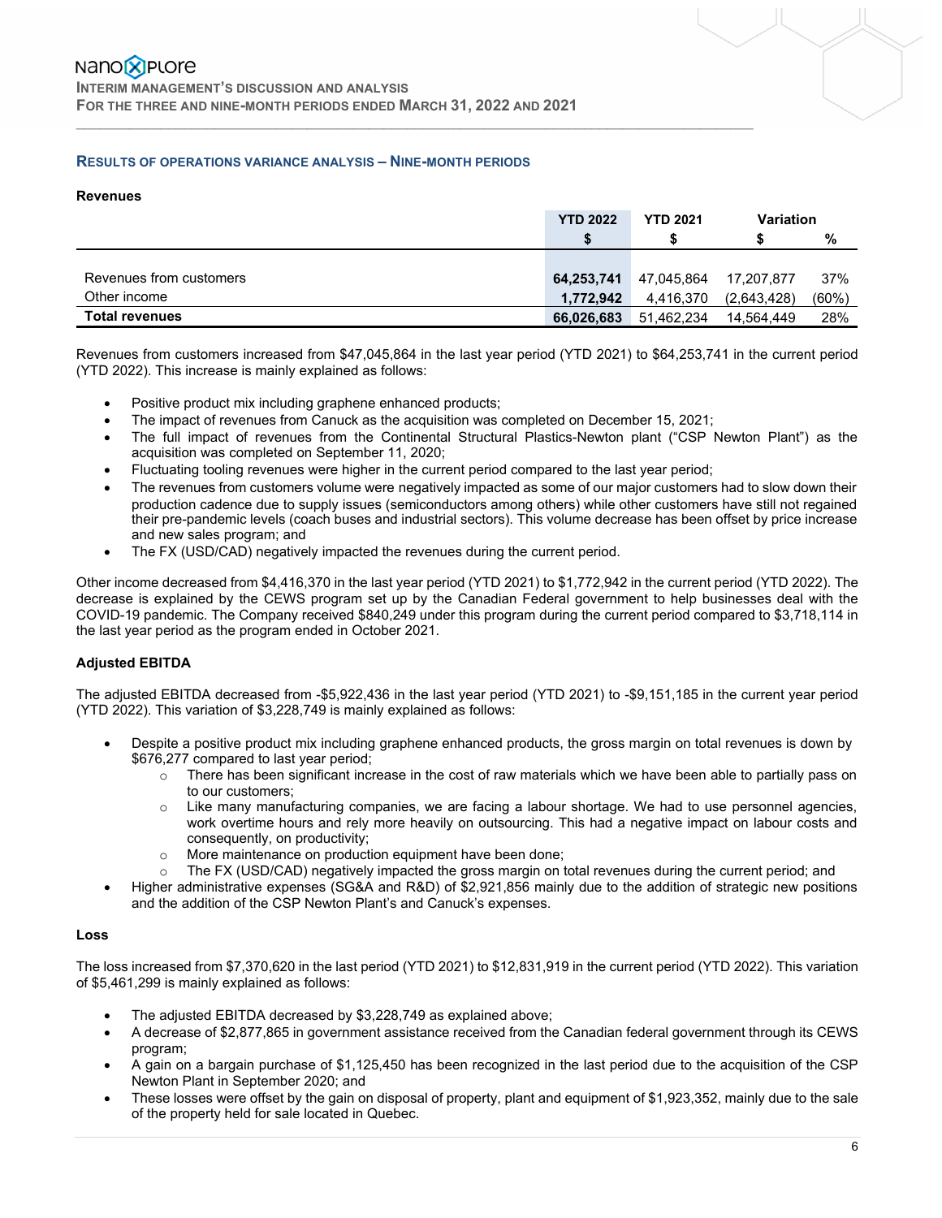## Results of Operations Variance Analysis – Nine-Month Periods

### Revenues

| | YTD 2022 | YTD 2021 | Variation | |
|---|---|---|---|---|
| | $ | $ | $ | % |
| Revenues from customers | **64,253,741** | 47,045,864 | 17,207,877 | 37% |
| Other income | **1,772,942** | 4,416,370 | (2,643,428) | (60%) |
| **Total revenues** | **66,026,683** | 51,462,234 | 14,564,449 | 28% |

Revenues from customers increased from $47,045,864 in the last year period (YTD 2021) to $64,253,741 in the current period (YTD 2022). This increase is mainly explained as follows:

- Positive product mix including graphene enhanced products;
- The impact of revenues from Canuck as the acquisition was completed on December 15, 2021;
- The full impact of revenues from the Continental Structural Plastics-Newton plant ("CSP Newton Plant") as the acquisition was completed on September 11, 2020;
- Fluctuating tooling revenues were higher in the current period compared to the last year period;
- The revenues from customers volume were negatively impacted as some of our major customers had to slow down their production cadence due to supply issues (semiconductors among others) while other customers have still not regained their pre-pandemic levels (coach buses and industrial sectors). This volume decrease has been offset by price increase and new sales program; and
- The FX (USD/CAD) negatively impacted the revenues during the current period.

Other income decreased from $4,416,370 in the last year period (YTD 2021) to $1,772,942 in the current period (YTD 2022). The decrease is explained by the CEWS program set up by the Canadian Federal government to help businesses deal with the COVID-19 pandemic. The Company received $840,249 under this program during the current period compared to $3,718,114 in the last year period as the program ended in October 2021.

### Adjusted EBITDA

The adjusted EBITDA decreased from -$5,922,436 in the last year period (YTD 2021) to -$9,151,185 in the current year period (YTD 2022). This variation of $3,228,749 is mainly explained as follows:

- Despite a positive product mix including graphene enhanced products, the gross margin on total revenues is down by $676,277 compared to last year period;
  - There has been significant increase in the cost of raw materials which we have been able to partially pass on to our customers;
  - Like many manufacturing companies, we are facing a labour shortage. We had to use personnel agencies, work overtime hours and rely more heavily on outsourcing. This had a negative impact on labour costs and consequently, on productivity;
  - More maintenance on production equipment have been done;
  - The FX (USD/CAD) negatively impacted the gross margin on total revenues during the current period; and
- Higher administrative expenses (SG&A and R&D) of $2,921,856 mainly due to the addition of strategic new positions and the addition of the CSP Newton Plant's and Canuck's expenses.

### Loss

The loss increased from $7,370,620 in the last period (YTD 2021) to $12,831,919 in the current period (YTD 2022). This variation of $5,461,299 is mainly explained as follows:

- The adjusted EBITDA decreased by $3,228,749 as explained above;
- A decrease of $2,877,865 in government assistance received from the Canadian federal government through its CEWS program;
- A gain on a bargain purchase of $1,125,450 has been recognized in the last period due to the acquisition of the CSP Newton Plant in September 2020; and
- These losses were offset by the gain on disposal of property, plant and equipment of $1,923,352, mainly due to the sale of the property held for sale located in Quebec.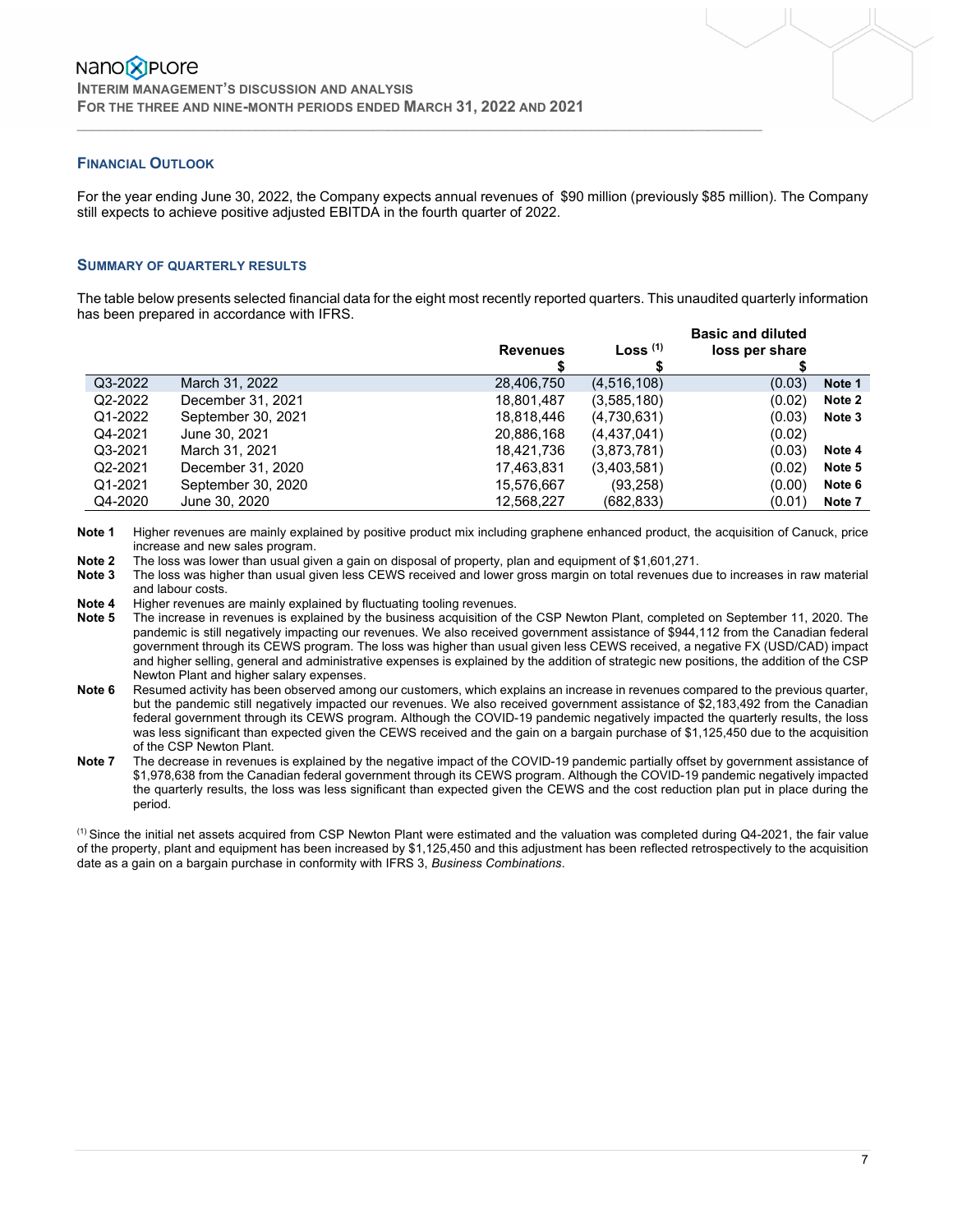## FINANCIAL OUTLOOK

For the year ending June 30, 2022, the Company expects annual revenues of $90 million (previously $85 million). The Company still expects to achieve positive adjusted EBITDA in the fourth quarter of 2022.

## SUMMARY OF QUARTERLY RESULTS

The table below presents selected financial data for the eight most recently reported quarters. This unaudited quarterly information has been prepared in accordance with IFRS.

| | | Revenues<br>$ | Loss [(1)]<br>$ | Basic and diluted loss per share<br>$ | |
|---|---|---|---|---|---|
| Q3-2022 | March 31, 2022 | 28,406,750 | (4,516,108) | (0.03) | **Note 1** |
| Q2-2022 | December 31, 2021 | 18,801,487 | (3,585,180) | (0.02) | **Note 2** |
| Q1-2022 | September 30, 2021 | 18,818,446 | (4,730,631) | (0.03) | **Note 3** |
| Q4-2021 | June 30, 2021 | 20,886,168 | (4,437,041) | (0.02) | |
| Q3-2021 | March 31, 2021 | 18,421,736 | (3,873,781) | (0.03) | **Note 4** |
| Q2-2021 | December 31, 2020 | 17,463,831 | (3,403,581) | (0.02) | **Note 5** |
| Q1-2021 | September 30, 2020 | 15,576,667 | (93,258) | (0.00) | **Note 6** |
| Q4-2020 | June 30, 2020 | 12,568,227 | (682,833) | (0.01) | **Note 7** |

**Note 1** Higher revenues are mainly explained by positive product mix including graphene enhanced product, the acquisition of Canuck, price increase and new sales program.

**Note 2** The loss was lower than usual given a gain on disposal of property, plan and equipment of $1,601,271.

**Note 3** The loss was higher than usual given less CEWS received and lower gross margin on total revenues due to increases in raw material and labour costs.

**Note 4** Higher revenues are mainly explained by fluctuating tooling revenues.

**Note 5** The increase in revenues is explained by the business acquisition of the CSP Newton Plant, completed on September 11, 2020. The pandemic is still negatively impacting our revenues. We also received government assistance of $944,112 from the Canadian federal government through its CEWS program. The loss was higher than usual given less CEWS received, a negative FX (USD/CAD) impact and higher selling, general and administrative expenses is explained by the addition of strategic new positions, the addition of the CSP Newton Plant and higher salary expenses.

**Note 6** Resumed activity has been observed among our customers, which explains an increase in revenues compared to the previous quarter, but the pandemic still negatively impacted our revenues. We also received government assistance of $2,183,492 from the Canadian federal government through its CEWS program. Although the COVID-19 pandemic negatively impacted the quarterly results, the loss was less significant than expected given the CEWS received and the gain on a bargain purchase of $1,125,450 due to the acquisition of the CSP Newton Plant.

**Note 7** The decrease in revenues is explained by the negative impact of the COVID-19 pandemic partially offset by government assistance of $1,978,638 from the Canadian federal government through its CEWS program. Although the COVID-19 pandemic negatively impacted the quarterly results, the loss was less significant than expected given the CEWS and the cost reduction plan put in place during the period.

[(1)] Since the initial net assets acquired from CSP Newton Plant were estimated and the valuation was completed during Q4-2021, the fair value of the property, plant and equipment has been increased by $1,125,450 and this adjustment has been reflected retrospectively to the acquisition date as a gain on a bargain purchase in conformity with IFRS 3, *Business Combinations*.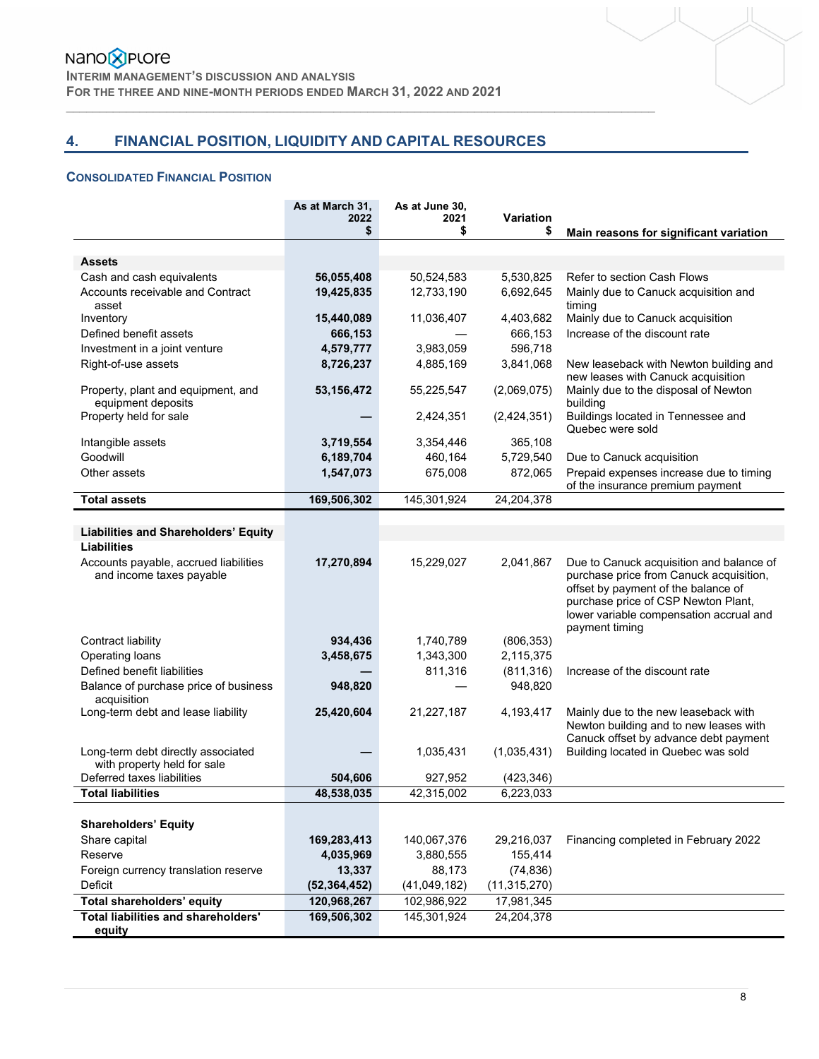## 4. FINANCIAL POSITION, LIQUIDITY AND CAPITAL RESOURCES

### CONSOLIDATED FINANCIAL POSITION

| | As at March 31, 2022 $ | As at June 30, 2021 $ | Variation $ | Main reasons for significant variation |
|---|---|---|---|---|
| **Assets** | | | | |
| Cash and cash equivalents | **56,055,408** | 50,524,583 | 5,530,825 | Refer to section Cash Flows |
| Accounts receivable and Contract asset | **19,425,835** | 12,733,190 | 6,692,645 | Mainly due to Canuck acquisition and timing |
| Inventory | **15,440,089** | 11,036,407 | 4,403,682 | Mainly due to Canuck acquisition |
| Defined benefit assets | **666,153** | — | 666,153 | Increase of the discount rate |
| Investment in a joint venture | **4,579,777** | 3,983,059 | 596,718 | |
| Right-of-use assets | **8,726,237** | 4,885,169 | 3,841,068 | New leaseback with Newton building and new leases with Canuck acquisition |
| Property, plant and equipment, and equipment deposits | **53,156,472** | 55,225,547 | (2,069,075) | Mainly due to the disposal of Newton building |
| Property held for sale | **—** | 2,424,351 | (2,424,351) | Buildings located in Tennessee and Quebec were sold |
| Intangible assets | **3,719,554** | 3,354,446 | 365,108 | |
| Goodwill | **6,189,704** | 460,164 | 5,729,540 | Due to Canuck acquisition |
| Other assets | **1,547,073** | 675,008 | 872,065 | Prepaid expenses increase due to timing of the insurance premium payment |
| **Total assets** | **169,506,302** | 145,301,924 | 24,204,378 | |
| **Liabilities and Shareholders' Equity** | | | | |
| **Liabilities** | | | | |
| Accounts payable, accrued liabilities and income taxes payable | **17,270,894** | 15,229,027 | 2,041,867 | Due to Canuck acquisition and balance of purchase price from Canuck acquisition, offset by payment of the balance of purchase price of CSP Newton Plant, lower variable compensation accrual and payment timing |
| Contract liability | **934,436** | 1,740,789 | (806,353) | |
| Operating loans | **3,458,675** | 1,343,300 | 2,115,375 | |
| Defined benefit liabilities | **—** | 811,316 | (811,316) | Increase of the discount rate |
| Balance of purchase price of business acquisition | **948,820** | — | 948,820 | |
| Long-term debt and lease liability | **25,420,604** | 21,227,187 | 4,193,417 | Mainly due to the new leaseback with Newton building and to new leases with Canuck offset by advance debt payment |
| Long-term debt directly associated with property held for sale | **—** | 1,035,431 | (1,035,431) | Building located in Quebec was sold |
| Deferred taxes liabilities | **504,606** | 927,952 | (423,346) | |
| **Total liabilities** | **48,538,035** | 42,315,002 | 6,223,033 | |
| **Shareholders' Equity** | | | | |
| Share capital | **169,283,413** | 140,067,376 | 29,216,037 | Financing completed in February 2022 |
| Reserve | **4,035,969** | 3,880,555 | 155,414 | |
| Foreign currency translation reserve | **13,337** | 88,173 | (74,836) | |
| Deficit | **(52,364,452)** | (41,049,182) | (11,315,270) | |
| **Total shareholders' equity** | **120,968,267** | 102,986,922 | 17,981,345 | |
| **Total liabilities and shareholders' equity** | **169,506,302** | 145,301,924 | 24,204,378 | |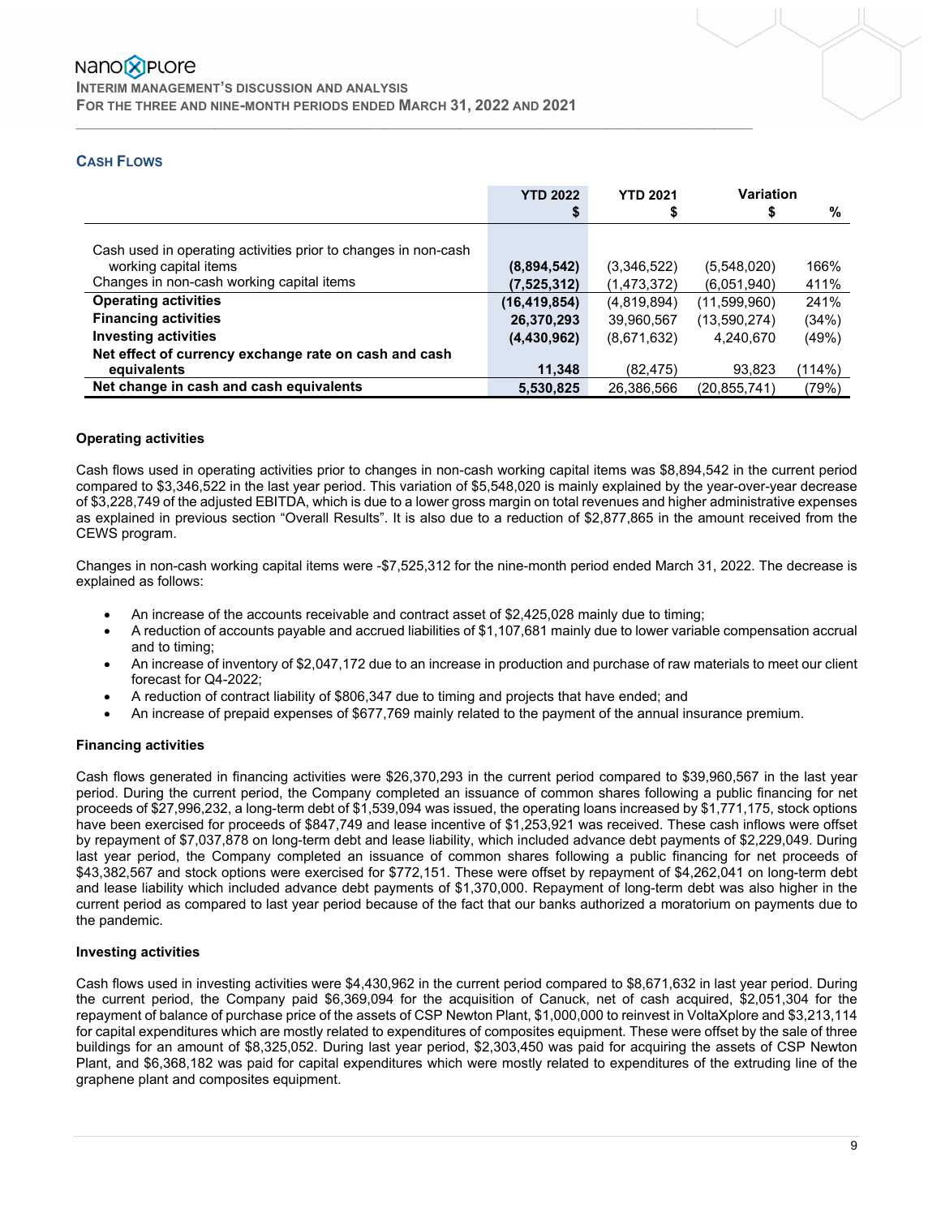## Cash Flows

| | YTD 2022 $ | YTD 2021 $ | Variation $ | % |
|---|---|---|---|---|
| Cash used in operating activities prior to changes in non-cash working capital items | **(8,894,542)** | (3,346,522) | (5,548,020) | 166% |
| Changes in non-cash working capital items | **(7,525,312)** | (1,473,372) | (6,051,940) | 411% |
| **Operating activities** | **(16,419,854)** | (4,819,894) | (11,599,960) | 241% |
| **Financing activities** | **26,370,293** | 39,960,567 | (13,590,274) | (34%) |
| **Investing activities** | **(4,430,962)** | (8,671,632) | 4,240,670 | (49%) |
| **Net effect of currency exchange rate on cash and cash equivalents** | **11,348** | (82,475) | 93,823 | (114%) |
| **Net change in cash and cash equivalents** | **5,530,825** | 26,386,566 | (20,855,741) | (79%) |

### Operating activities

Cash flows used in operating activities prior to changes in non-cash working capital items was $8,894,542 in the current period compared to $3,346,522 in the last year period. This variation of $5,548,020 is mainly explained by the year-over-year decrease of $3,228,749 of the adjusted EBITDA, which is due to a lower gross margin on total revenues and higher administrative expenses as explained in previous section "Overall Results". It is also due to a reduction of $2,877,865 in the amount received from the CEWS program.

Changes in non-cash working capital items were -$7,525,312 for the nine-month period ended March 31, 2022. The decrease is explained as follows:

- An increase of the accounts receivable and contract asset of $2,425,028 mainly due to timing;
- A reduction of accounts payable and accrued liabilities of $1,107,681 mainly due to lower variable compensation accrual and to timing;
- An increase of inventory of $2,047,172 due to an increase in production and purchase of raw materials to meet our client forecast for Q4-2022;
- A reduction of contract liability of $806,347 due to timing and projects that have ended; and
- An increase of prepaid expenses of $677,769 mainly related to the payment of the annual insurance premium.

### Financing activities

Cash flows generated in financing activities were $26,370,293 in the current period compared to $39,960,567 in the last year period. During the current period, the Company completed an issuance of common shares following a public financing for net proceeds of $27,996,232, a long-term debt of $1,539,094 was issued, the operating loans increased by $1,771,175, stock options have been exercised for proceeds of $847,749 and lease incentive of $1,253,921 was received. These cash inflows were offset by repayment of $7,037,878 on long-term debt and lease liability, which included advance debt payments of $2,229,049. During last year period, the Company completed an issuance of common shares following a public financing for net proceeds of $43,382,567 and stock options were exercised for $772,151. These were offset by repayment of $4,262,041 on long-term debt and lease liability which included advance debt payments of $1,370,000. Repayment of long-term debt was also higher in the current period as compared to last year period because of the fact that our banks authorized a moratorium on payments due to the pandemic.

### Investing activities

Cash flows used in investing activities were $4,430,962 in the current period compared to $8,671,632 in last year period. During the current period, the Company paid $6,369,094 for the acquisition of Canuck, net of cash acquired, $2,051,304 for the repayment of balance of purchase price of the assets of CSP Newton Plant, $1,000,000 to reinvest in VoltaXplore and $3,213,114 for capital expenditures which are mostly related to expenditures of composites equipment. These were offset by the sale of three buildings for an amount of $8,325,052. During last year period, $2,303,450 was paid for acquiring the assets of CSP Newton Plant, and $6,368,182 was paid for capital expenditures which were mostly related to expenditures of the extruding line of the graphene plant and composites equipment.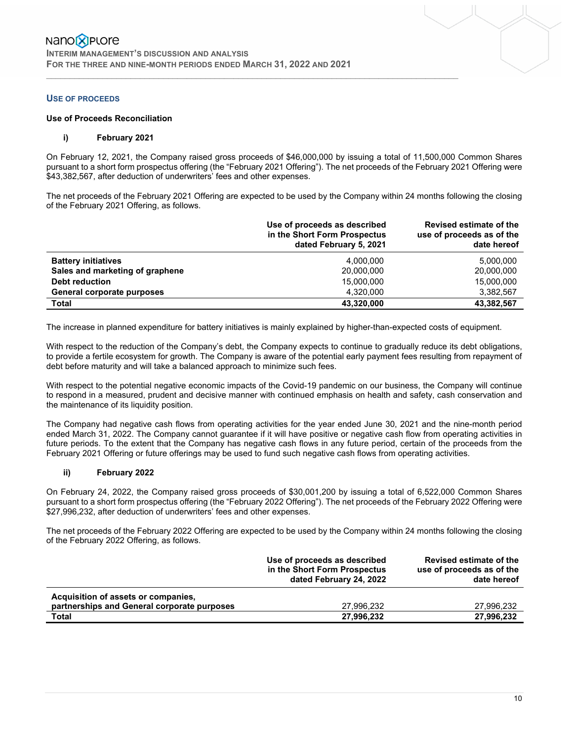## Use of Proceeds

### Use of Proceeds Reconciliation

#### i) February 2021

On February 12, 2021, the Company raised gross proceeds of $46,000,000 by issuing a total of 11,500,000 Common Shares pursuant to a short form prospectus offering (the "February 2021 Offering"). The net proceeds of the February 2021 Offering were $43,382,567, after deduction of underwriters' fees and other expenses.

The net proceeds of the February 2021 Offering are expected to be used by the Company within 24 months following the closing of the February 2021 Offering, as follows.

| | Use of proceeds as described in the Short Form Prospectus dated February 5, 2021 | Revised estimate of the use of proceeds as of the date hereof |
|---|---|---|
| **Battery initiatives** | 4,000,000 | 5,000,000 |
| **Sales and marketing of graphene** | 20,000,000 | 20,000,000 |
| **Debt reduction** | 15,000,000 | 15,000,000 |
| **General corporate purposes** | 4,320,000 | 3,382,567 |
| **Total** | **43,320,000** | **43,382,567** |

The increase in planned expenditure for battery initiatives is mainly explained by higher-than-expected costs of equipment.

With respect to the reduction of the Company's debt, the Company expects to continue to gradually reduce its debt obligations, to provide a fertile ecosystem for growth. The Company is aware of the potential early payment fees resulting from repayment of debt before maturity and will take a balanced approach to minimize such fees.

With respect to the potential negative economic impacts of the Covid-19 pandemic on our business, the Company will continue to respond in a measured, prudent and decisive manner with continued emphasis on health and safety, cash conservation and the maintenance of its liquidity position.

The Company had negative cash flows from operating activities for the year ended June 30, 2021 and the nine-month period ended March 31, 2022. The Company cannot guarantee if it will have positive or negative cash flow from operating activities in future periods. To the extent that the Company has negative cash flows in any future period, certain of the proceeds from the February 2021 Offering or future offerings may be used to fund such negative cash flows from operating activities.

#### ii) February 2022

On February 24, 2022, the Company raised gross proceeds of $30,001,200 by issuing a total of 6,522,000 Common Shares pursuant to a short form prospectus offering (the "February 2022 Offering"). The net proceeds of the February 2022 Offering were $27,996,232, after deduction of underwriters' fees and other expenses.

The net proceeds of the February 2022 Offering are expected to be used by the Company within 24 months following the closing of the February 2022 Offering, as follows.

| | Use of proceeds as described in the Short Form Prospectus dated February 24, 2022 | Revised estimate of the use of proceeds as of the date hereof |
|---|---|---|
| **Acquisition of assets or companies, partnerships and General corporate purposes** | 27,996,232 | 27,996,232 |
| **Total** | **27,996,232** | **27,996,232** |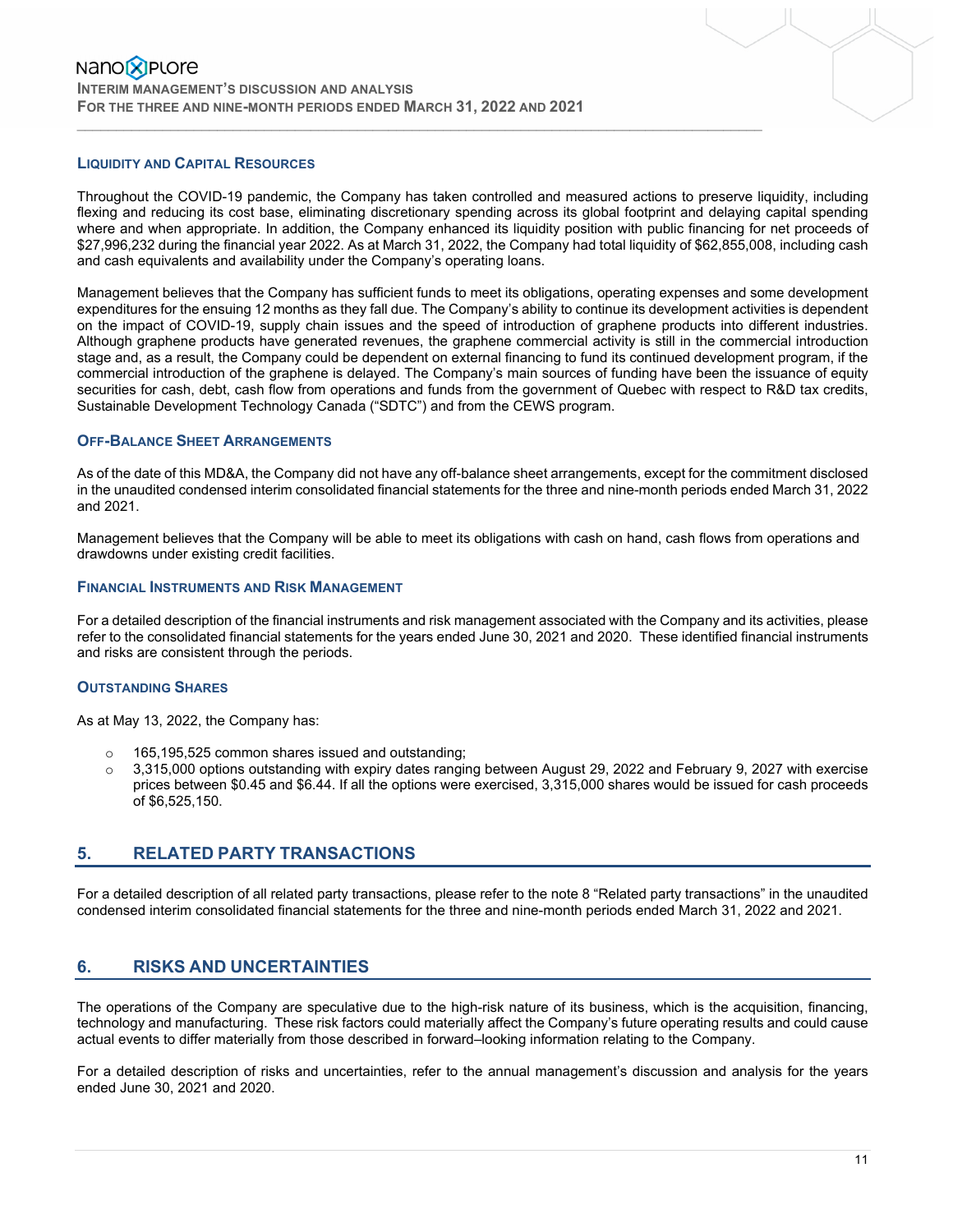### Liquidity and Capital Resources

Throughout the COVID-19 pandemic, the Company has taken controlled and measured actions to preserve liquidity, including flexing and reducing its cost base, eliminating discretionary spending across its global footprint and delaying capital spending where and when appropriate. In addition, the Company enhanced its liquidity position with public financing for net proceeds of $27,996,232 during the financial year 2022. As at March 31, 2022, the Company had total liquidity of $62,855,008, including cash and cash equivalents and availability under the Company's operating loans.

Management believes that the Company has sufficient funds to meet its obligations, operating expenses and some development expenditures for the ensuing 12 months as they fall due. The Company's ability to continue its development activities is dependent on the impact of COVID-19, supply chain issues and the speed of introduction of graphene products into different industries. Although graphene products have generated revenues, the graphene commercial activity is still in the commercial introduction stage and, as a result, the Company could be dependent on external financing to fund its continued development program, if the commercial introduction of the graphene is delayed. The Company's main sources of funding have been the issuance of equity securities for cash, debt, cash flow from operations and funds from the government of Quebec with respect to R&D tax credits, Sustainable Development Technology Canada ("SDTC") and from the CEWS program.

### Off-Balance Sheet Arrangements

As of the date of this MD&A, the Company did not have any off-balance sheet arrangements, except for the commitment disclosed in the unaudited condensed interim consolidated financial statements for the three and nine-month periods ended March 31, 2022 and 2021.

Management believes that the Company will be able to meet its obligations with cash on hand, cash flows from operations and drawdowns under existing credit facilities.

### Financial Instruments and Risk Management

For a detailed description of the financial instruments and risk management associated with the Company and its activities, please refer to the consolidated financial statements for the years ended June 30, 2021 and 2020. These identified financial instruments and risks are consistent through the periods.

### Outstanding Shares

As at May 13, 2022, the Company has:

- 165,195,525 common shares issued and outstanding;
- 3,315,000 options outstanding with expiry dates ranging between August 29, 2022 and February 9, 2027 with exercise prices between $0.45 and $6.44. If all the options were exercised, 3,315,000 shares would be issued for cash proceeds of $6,525,150.

## 5. RELATED PARTY TRANSACTIONS

For a detailed description of all related party transactions, please refer to the note 8 "Related party transactions" in the unaudited condensed interim consolidated financial statements for the three and nine-month periods ended March 31, 2022 and 2021.

## 6. RISKS AND UNCERTAINTIES

The operations of the Company are speculative due to the high-risk nature of its business, which is the acquisition, financing, technology and manufacturing. These risk factors could materially affect the Company's future operating results and could cause actual events to differ materially from those described in forward–looking information relating to the Company.

For a detailed description of risks and uncertainties, refer to the annual management's discussion and analysis for the years ended June 30, 2021 and 2020.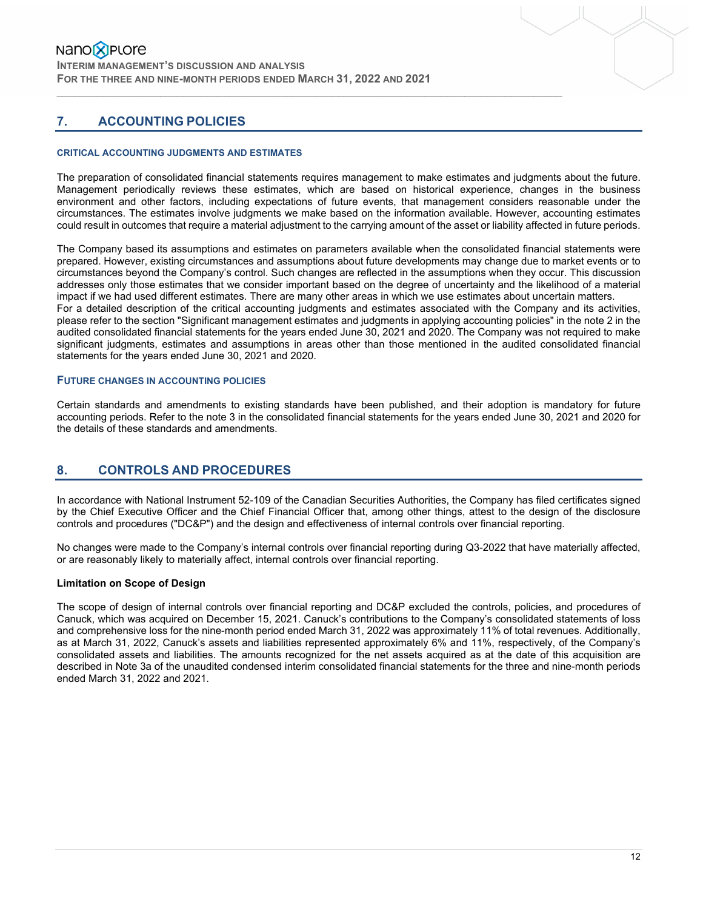## 7. ACCOUNTING POLICIES

### CRITICAL ACCOUNTING JUDGMENTS AND ESTIMATES

The preparation of consolidated financial statements requires management to make estimates and judgments about the future. Management periodically reviews these estimates, which are based on historical experience, changes in the business environment and other factors, including expectations of future events, that management considers reasonable under the circumstances. The estimates involve judgments we make based on the information available. However, accounting estimates could result in outcomes that require a material adjustment to the carrying amount of the asset or liability affected in future periods.

The Company based its assumptions and estimates on parameters available when the consolidated financial statements were prepared. However, existing circumstances and assumptions about future developments may change due to market events or to circumstances beyond the Company's control. Such changes are reflected in the assumptions when they occur. This discussion addresses only those estimates that we consider important based on the degree of uncertainty and the likelihood of a material impact if we had used different estimates. There are many other areas in which we use estimates about uncertain matters.
For a detailed description of the critical accounting judgments and estimates associated with the Company and its activities, please refer to the section "Significant management estimates and judgments in applying accounting policies" in the note 2 in the audited consolidated financial statements for the years ended June 30, 2021 and 2020. The Company was not required to make significant judgments, estimates and assumptions in areas other than those mentioned in the audited consolidated financial statements for the years ended June 30, 2021 and 2020.

### FUTURE CHANGES IN ACCOUNTING POLICIES

Certain standards and amendments to existing standards have been published, and their adoption is mandatory for future accounting periods. Refer to the note 3 in the consolidated financial statements for the years ended June 30, 2021 and 2020 for the details of these standards and amendments.

## 8. CONTROLS AND PROCEDURES

In accordance with National Instrument 52-109 of the Canadian Securities Authorities, the Company has filed certificates signed by the Chief Executive Officer and the Chief Financial Officer that, among other things, attest to the design of the disclosure controls and procedures ("DC&P") and the design and effectiveness of internal controls over financial reporting.

No changes were made to the Company's internal controls over financial reporting during Q3-2022 that have materially affected, or are reasonably likely to materially affect, internal controls over financial reporting.

**Limitation on Scope of Design**

The scope of design of internal controls over financial reporting and DC&P excluded the controls, policies, and procedures of Canuck, which was acquired on December 15, 2021. Canuck's contributions to the Company's consolidated statements of loss and comprehensive loss for the nine-month period ended March 31, 2022 was approximately 11% of total revenues. Additionally, as at March 31, 2022, Canuck's assets and liabilities represented approximately 6% and 11%, respectively, of the Company's consolidated assets and liabilities. The amounts recognized for the net assets acquired as at the date of this acquisition are described in Note 3a of the unaudited condensed interim consolidated financial statements for the three and nine-month periods ended March 31, 2022 and 2021.